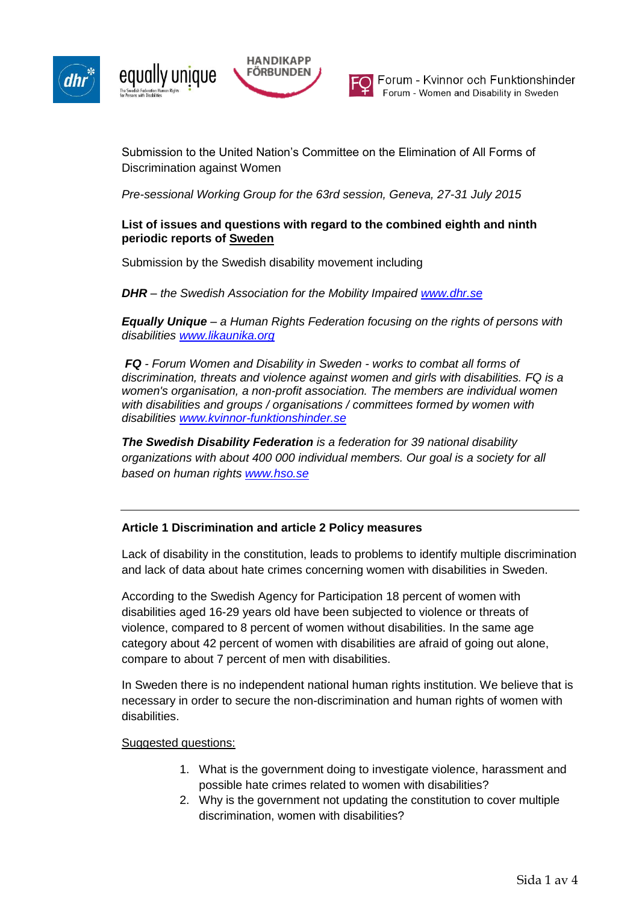Submission to the United Nation's Committee on the Elimination of All Forms of Discrimination against Women

*Pre-sessional Working Group for the 63rd session, Geneva, 27-31 July 2015*

**List of issues and questions with regard to the combined eighth and ninth periodic reports of Sweden**

Submission by the Swedish disability movement including

***DHR*** *– the Swedish Association for the Mobility Impaired www.dhr.se*

***Equally Unique*** *– a Human Rights Federation focusing on the rights of persons with disabilities www.likaunika.org*

***FQ*** *- Forum Women and Disability in Sweden - works to combat all forms of discrimination, threats and violence against women and girls with disabilities. FQ is a women's organisation, a non-profit association. The members are individual women with disabilities and groups / organisations / committees formed by women with disabilities www.kvinnor-funktionshinder.se*

***The Swedish Disability Federation*** *is a federation for 39 national disability organizations with about 400 000 individual members. Our goal is a society for all based on human rights www.hso.se*

---

**Article 1 Discrimination and article 2 Policy measures**

Lack of disability in the constitution, leads to problems to identify multiple discrimination and lack of data about hate crimes concerning women with disabilities in Sweden.

According to the Swedish Agency for Participation 18 percent of women with disabilities aged 16-29 years old have been subjected to violence or threats of violence, compared to 8 percent of women without disabilities. In the same age category about 42 percent of women with disabilities are afraid of going out alone, compare to about 7 percent of men with disabilities.

In Sweden there is no independent national human rights institution. We believe that is necessary in order to secure the non-discrimination and human rights of women with disabilities.

Suggested questions:

1. What is the government doing to investigate violence, harassment and possible hate crimes related to women with disabilities?
2. Why is the government not updating the constitution to cover multiple discrimination, women with disabilities?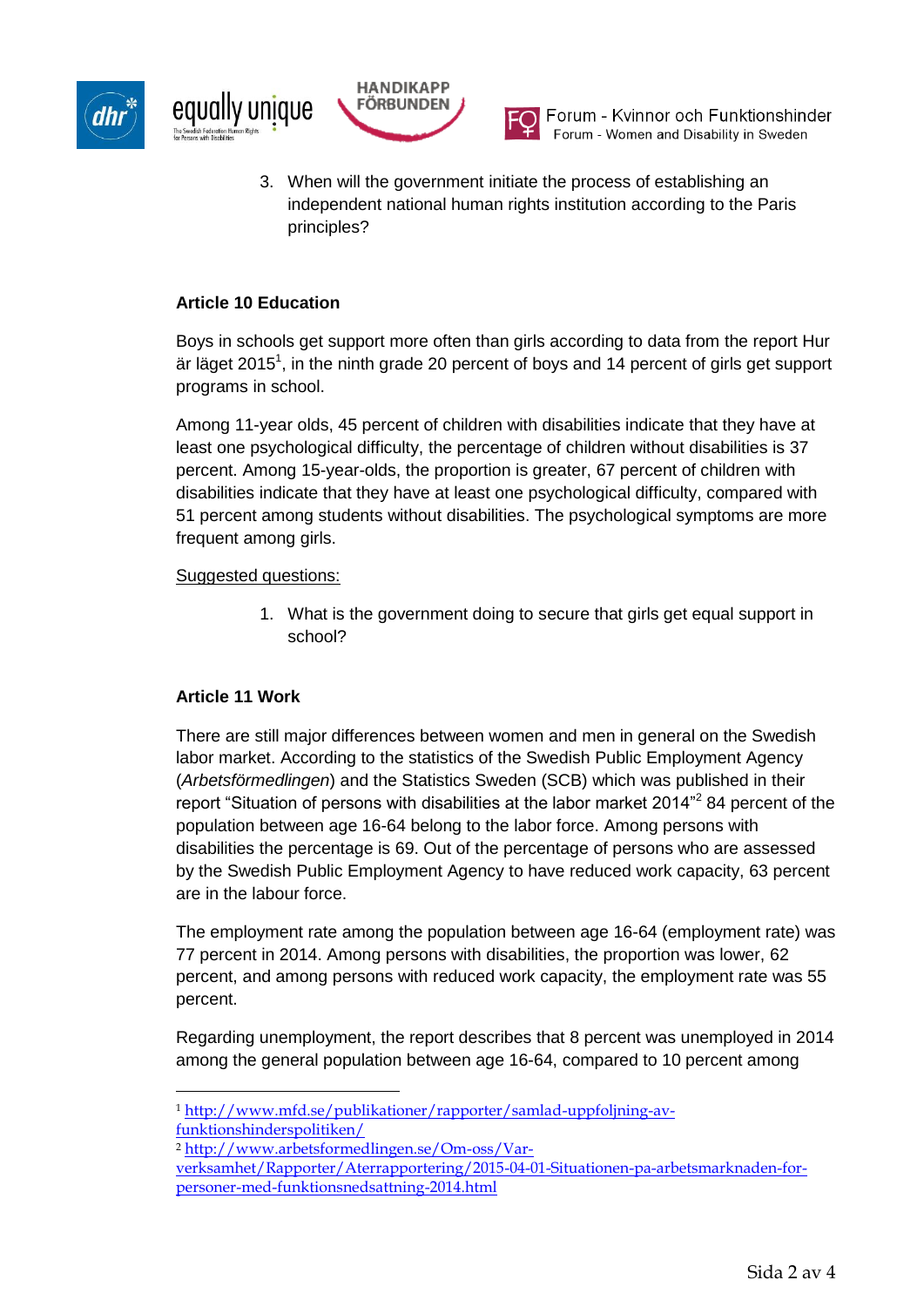3. When will the government initiate the process of establishing an independent national human rights institution according to the Paris principles?

**Article 10 Education**

Boys in schools get support more often than girls according to data from the report Hur är läget 2015[1], in the ninth grade 20 percent of boys and 14 percent of girls get support programs in school.

Among 11-year olds, 45 percent of children with disabilities indicate that they have at least one psychological difficulty, the percentage of children without disabilities is 37 percent. Among 15-year-olds, the proportion is greater, 67 percent of children with disabilities indicate that they have at least one psychological difficulty, compared with 51 percent among students without disabilities. The psychological symptoms are more frequent among girls.

Suggested questions:

1. What is the government doing to secure that girls get equal support in school?

**Article 11 Work**

There are still major differences between women and men in general on the Swedish labor market. According to the statistics of the Swedish Public Employment Agency (*Arbetsförmedlingen*) and the Statistics Sweden (SCB) which was published in their report "Situation of persons with disabilities at the labor market 2014"[2] 84 percent of the population between age 16-64 belong to the labor force. Among persons with disabilities the percentage is 69. Out of the percentage of persons who are assessed by the Swedish Public Employment Agency to have reduced work capacity, 63 percent are in the labour force.

The employment rate among the population between age 16-64 (employment rate) was 77 percent in 2014. Among persons with disabilities, the proportion was lower, 62 percent, and among persons with reduced work capacity, the employment rate was 55 percent.

Regarding unemployment, the report describes that 8 percent was unemployed in 2014 among the general population between age 16-64, compared to 10 percent among

[1] http://www.mfd.se/publikationer/rapporter/samlad-uppfoljning-av-funktionshinderspolitiken/

[2] http://www.arbetsformedlingen.se/Om-oss/Var-verksamhet/Rapporter/Aterrapportering/2015-04-01-Situationen-pa-arbetsmarknaden-for-personer-med-funktionsnedsattning-2014.html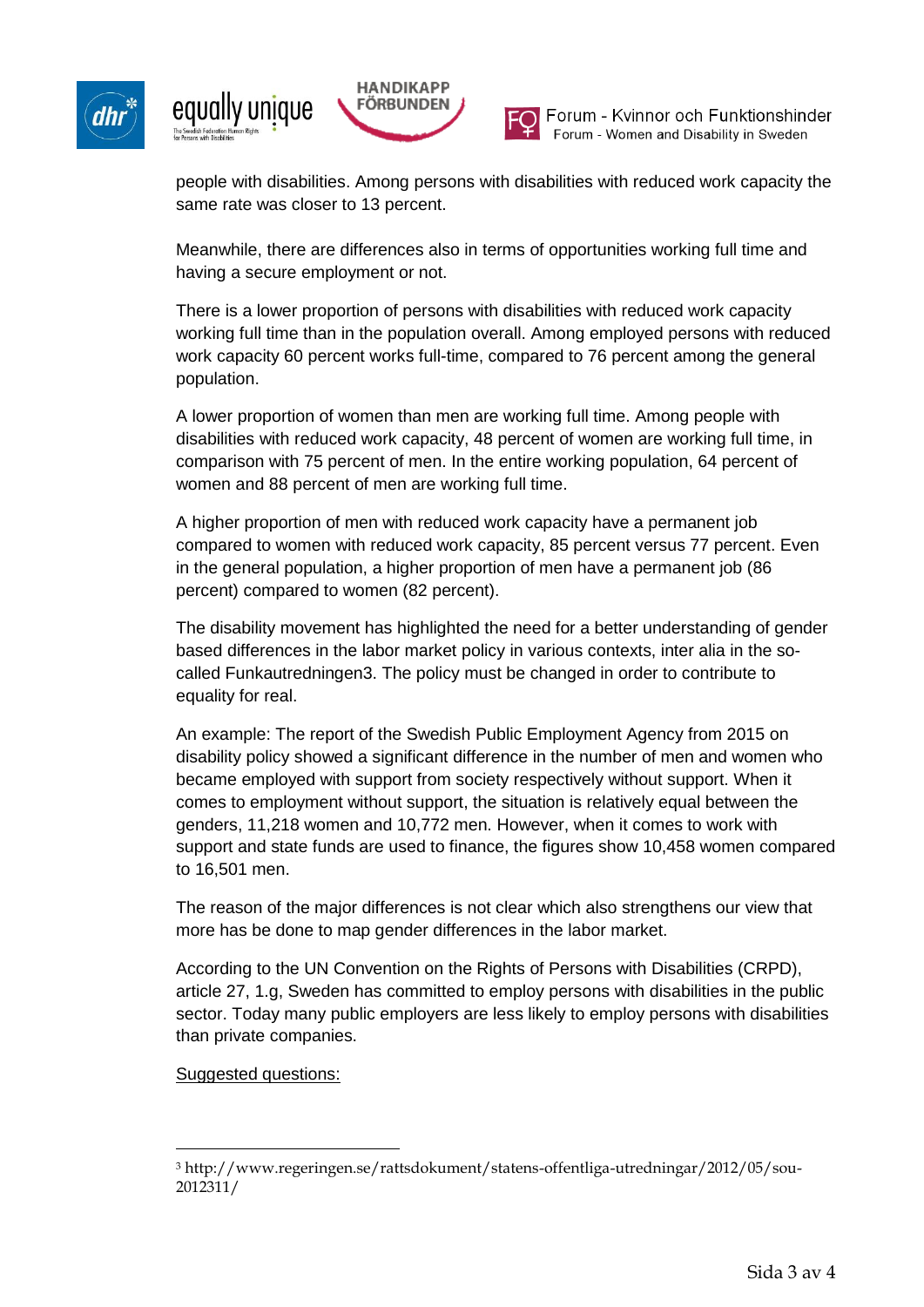people with disabilities. Among persons with disabilities with reduced work capacity the same rate was closer to 13 percent.

Meanwhile, there are differences also in terms of opportunities working full time and having a secure employment or not.

There is a lower proportion of persons with disabilities with reduced work capacity working full time than in the population overall. Among employed persons with reduced work capacity 60 percent works full-time, compared to 76 percent among the general population.

A lower proportion of women than men are working full time. Among people with disabilities with reduced work capacity, 48 percent of women are working full time, in comparison with 75 percent of men. In the entire working population, 64 percent of women and 88 percent of men are working full time.

A higher proportion of men with reduced work capacity have a permanent job compared to women with reduced work capacity, 85 percent versus 77 percent. Even in the general population, a higher proportion of men have a permanent job (86 percent) compared to women (82 percent).

The disability movement has highlighted the need for a better understanding of gender based differences in the labor market policy in various contexts, inter alia in the so-called Funkautredningen[3]. The policy must be changed in order to contribute to equality for real.

An example: The report of the Swedish Public Employment Agency from 2015 on disability policy showed a significant difference in the number of men and women who became employed with support from society respectively without support. When it comes to employment without support, the situation is relatively equal between the genders, 11,218 women and 10,772 men. However, when it comes to work with support and state funds are used to finance, the figures show 10,458 women compared to 16,501 men.

The reason of the major differences is not clear which also strengthens our view that more has be done to map gender differences in the labor market.

According to the UN Convention on the Rights of Persons with Disabilities (CRPD), article 27, 1.g, Sweden has committed to employ persons with disabilities in the public sector. Today many public employers are less likely to employ persons with disabilities than private companies.

<u>Suggested questions:</u>

---

[3] http://www.regeringen.se/rattsdokument/statens-offentliga-utredningar/2012/05/sou-2012311/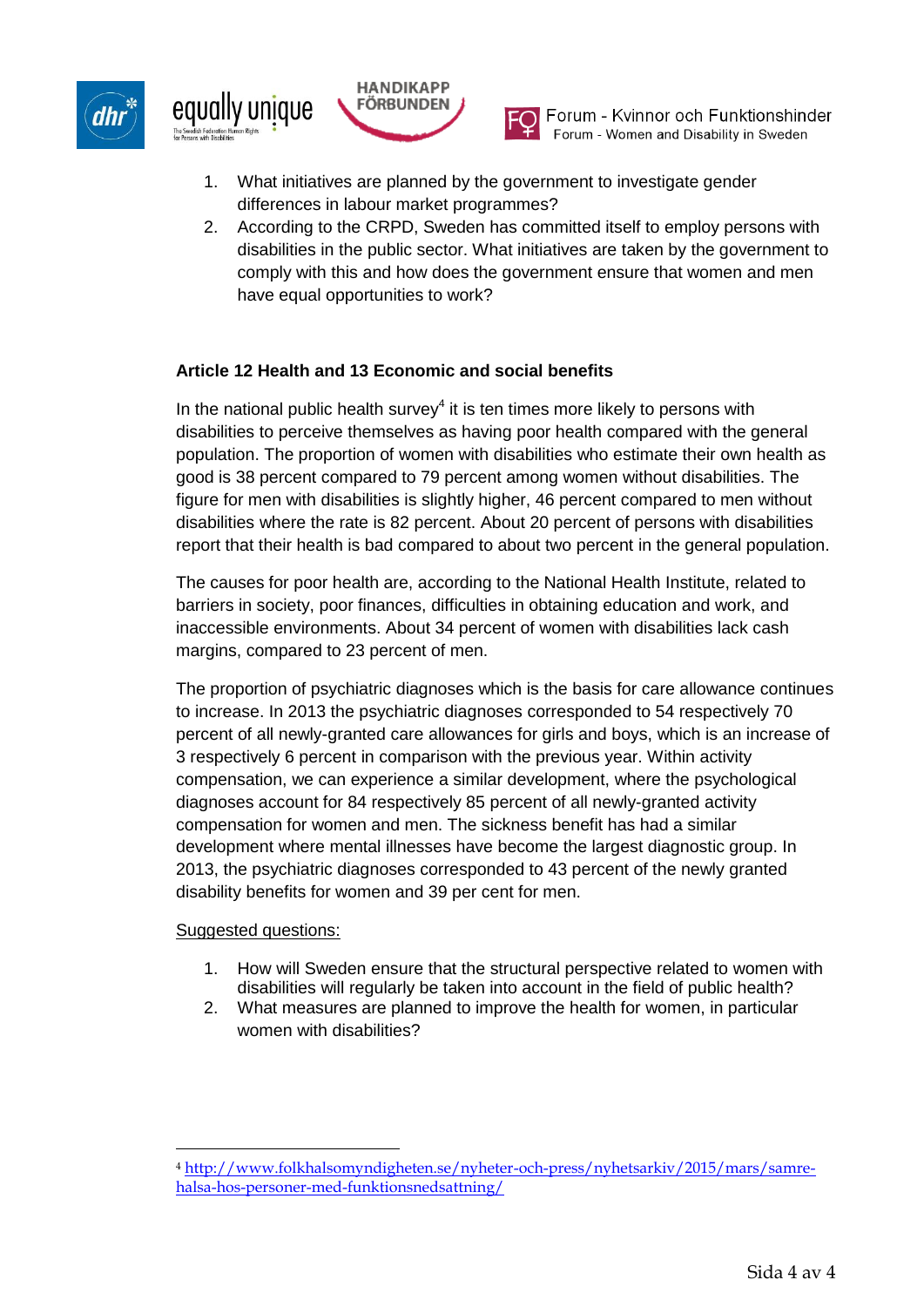1. What initiatives are planned by the government to investigate gender differences in labour market programmes?
2. According to the CRPD, Sweden has committed itself to employ persons with disabilities in the public sector. What initiatives are taken by the government to comply with this and how does the government ensure that women and men have equal opportunities to work?

**Article 12 Health and 13 Economic and social benefits**

In the national public health survey[4] it is ten times more likely to persons with disabilities to perceive themselves as having poor health compared with the general population. The proportion of women with disabilities who estimate their own health as good is 38 percent compared to 79 percent among women without disabilities. The figure for men with disabilities is slightly higher, 46 percent compared to men without disabilities where the rate is 82 percent. About 20 percent of persons with disabilities report that their health is bad compared to about two percent in the general population.

The causes for poor health are, according to the National Health Institute, related to barriers in society, poor finances, difficulties in obtaining education and work, and inaccessible environments. About 34 percent of women with disabilities lack cash margins, compared to 23 percent of men.

The proportion of psychiatric diagnoses which is the basis for care allowance continues to increase. In 2013 the psychiatric diagnoses corresponded to 54 respectively 70 percent of all newly-granted care allowances for girls and boys, which is an increase of 3 respectively 6 percent in comparison with the previous year. Within activity compensation, we can experience a similar development, where the psychological diagnoses account for 84 respectively 85 percent of all newly-granted activity compensation for women and men. The sickness benefit has had a similar development where mental illnesses have become the largest diagnostic group. In 2013, the psychiatric diagnoses corresponded to 43 percent of the newly granted disability benefits for women and 39 per cent for men.

<u>Suggested questions:</u>

1. How will Sweden ensure that the structural perspective related to women with disabilities will regularly be taken into account in the field of public health?
2. What measures are planned to improve the health for women, in particular women with disabilities?

---

[4] http://www.folkhalsomyndigheten.se/nyheter-och-press/nyhetsarkiv/2015/mars/samre-halsa-hos-personer-med-funktionsnedsattning/